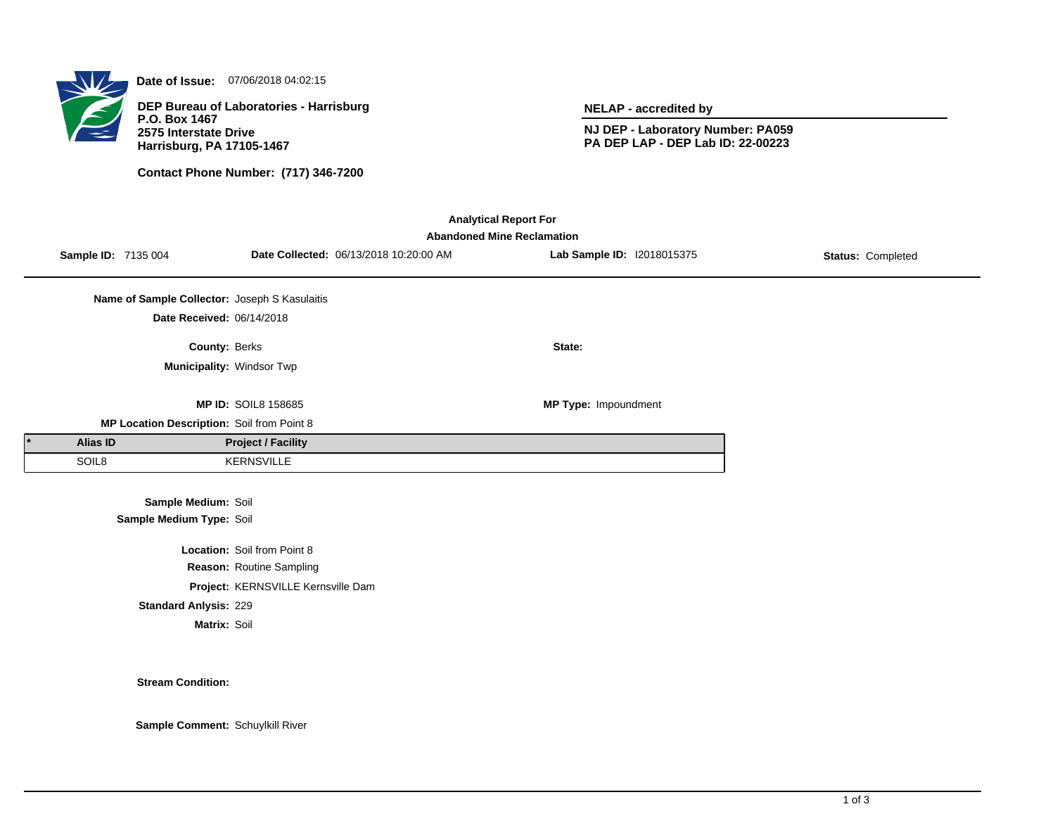**Date of Issue:** 07/06/2018 04:02:15

**DEP Bureau of Laboratories - Harrisburg**
**P.O. Box 1467**
**2575 Interstate Drive**
**Harrisburg, PA 17105-1467**

**Contact Phone Number: (717) 346-7200**

**NELAP - accredited by**

**NJ DEP - Laboratory Number: PA059**
**PA DEP LAP - DEP Lab ID: 22-00223**

**Analytical Report For**
**Abandoned Mine Reclamation**

**Sample ID:** 7135 004 **Date Collected:** 06/13/2018 10:20:00 AM **Lab Sample ID:** I2018015375 **Status:** Completed

**Name of Sample Collector:** Joseph S Kasulaitis

**Date Received:** 06/14/2018

**County:** Berks **State:**

**Municipality:** Windsor Twp

**MP ID:** SOIL8 158685 **MP Type:** Impoundment

**MP Location Description:** Soil from Point 8

| * | Alias ID | Project / Facility |
|---|---|---|
| | SOIL8 | KERNSVILLE |

**Sample Medium:** Soil
**Sample Medium Type:** Soil

**Location:** Soil from Point 8
**Reason:** Routine Sampling
**Project:** KERNSVILLE Kernsville Dam
**Standard Anlysis:** 229
**Matrix:** Soil

**Stream Condition:**

**Sample Comment:** Schuylkill River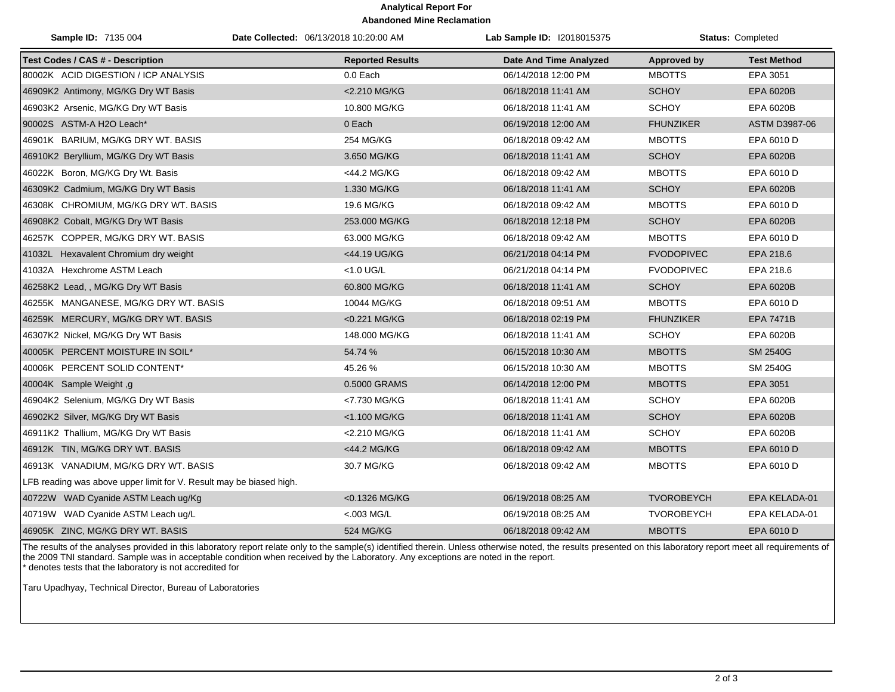**Analytical Report For**
**Abandoned Mine Reclamation**

**Sample ID:** 7135 004 **Date Collected:** 06/13/2018 10:20:00 AM **Lab Sample ID:** I2018015375 **Status:** Completed

| Test Codes / CAS # - Description | Reported Results | Date And Time Analyzed | Approved by | Test Method |
|---|---|---|---|---|
| 80002K ACID DIGESTION / ICP ANALYSIS | 0.0 Each | 06/14/2018 12:00 PM | MBOTTS | EPA 3051 |
| 46909K2 Antimony, MG/KG Dry WT Basis | <2.210 MG/KG | 06/18/2018 11:41 AM | SCHOY | EPA 6020B |
| 46903K2 Arsenic, MG/KG Dry WT Basis | 10.800 MG/KG | 06/18/2018 11:41 AM | SCHOY | EPA 6020B |
| 90002S ASTM-A H2O Leach* | 0 Each | 06/19/2018 12:00 AM | FHUNZIKER | ASTM D3987-06 |
| 46901K BARIUM, MG/KG DRY WT. BASIS | 254 MG/KG | 06/18/2018 09:42 AM | MBOTTS | EPA 6010 D |
| 46910K2 Beryllium, MG/KG Dry WT Basis | 3.650 MG/KG | 06/18/2018 11:41 AM | SCHOY | EPA 6020B |
| 46022K Boron, MG/KG Dry Wt. Basis | <44.2 MG/KG | 06/18/2018 09:42 AM | MBOTTS | EPA 6010 D |
| 46309K2 Cadmium, MG/KG Dry WT Basis | 1.330 MG/KG | 06/18/2018 11:41 AM | SCHOY | EPA 6020B |
| 46308K CHROMIUM, MG/KG DRY WT. BASIS | 19.6 MG/KG | 06/18/2018 09:42 AM | MBOTTS | EPA 6010 D |
| 46908K2 Cobalt, MG/KG Dry WT Basis | 253.000 MG/KG | 06/18/2018 12:18 PM | SCHOY | EPA 6020B |
| 46257K COPPER, MG/KG DRY WT. BASIS | 63.000 MG/KG | 06/18/2018 09:42 AM | MBOTTS | EPA 6010 D |
| 41032L Hexavalent Chromium dry weight | <44.19 UG/KG | 06/21/2018 04:14 PM | FVODOPIVEC | EPA 218.6 |
| 41032A Hexchrome ASTM Leach | <1.0 UG/L | 06/21/2018 04:14 PM | FVODOPIVEC | EPA 218.6 |
| 46258K2 Lead, , MG/KG Dry WT Basis | 60.800 MG/KG | 06/18/2018 11:41 AM | SCHOY | EPA 6020B |
| 46255K MANGANESE, MG/KG DRY WT. BASIS | 10044 MG/KG | 06/18/2018 09:51 AM | MBOTTS | EPA 6010 D |
| 46259K MERCURY, MG/KG DRY WT. BASIS | <0.221 MG/KG | 06/18/2018 02:19 PM | FHUNZIKER | EPA 7471B |
| 46307K2 Nickel, MG/KG Dry WT Basis | 148.000 MG/KG | 06/18/2018 11:41 AM | SCHOY | EPA 6020B |
| 40005K PERCENT MOISTURE IN SOIL* | 54.74 % | 06/15/2018 10:30 AM | MBOTTS | SM 2540G |
| 40006K PERCENT SOLID CONTENT* | 45.26 % | 06/15/2018 10:30 AM | MBOTTS | SM 2540G |
| 40004K Sample Weight ,g | 0.5000 GRAMS | 06/14/2018 12:00 PM | MBOTTS | EPA 3051 |
| 46904K2 Selenium, MG/KG Dry WT Basis | <7.730 MG/KG | 06/18/2018 11:41 AM | SCHOY | EPA 6020B |
| 46902K2 Silver, MG/KG Dry WT Basis | <1.100 MG/KG | 06/18/2018 11:41 AM | SCHOY | EPA 6020B |
| 46911K2 Thallium, MG/KG Dry WT Basis | <2.210 MG/KG | 06/18/2018 11:41 AM | SCHOY | EPA 6020B |
| 46912K TIN, MG/KG DRY WT. BASIS | <44.2 MG/KG | 06/18/2018 09:42 AM | MBOTTS | EPA 6010 D |
| 46913K VANADIUM, MG/KG DRY WT. BASIS | 30.7 MG/KG | 06/18/2018 09:42 AM | MBOTTS | EPA 6010 D |
| LFB reading was above upper limit for V. Result may be biased high. | | | | |
| 40722W WAD Cyanide ASTM Leach ug/Kg | <0.1326 MG/KG | 06/19/2018 08:25 AM | TVOROBEYCH | EPA KELADA-01 |
| 40719W WAD Cyanide ASTM Leach ug/L | <.003 MG/L | 06/19/2018 08:25 AM | TVOROBEYCH | EPA KELADA-01 |
| 46905K ZINC, MG/KG DRY WT. BASIS | 524 MG/KG | 06/18/2018 09:42 AM | MBOTTS | EPA 6010 D |

The results of the analyses provided in this laboratory report relate only to the sample(s) identified therein. Unless otherwise noted, the results presented on this laboratory report meet all requirements of the 2009 TNI standard. Sample was in acceptable condition when received by the Laboratory. Any exceptions are noted in the report.
* denotes tests that the laboratory is not accredited for

Taru Upadhyay, Technical Director, Bureau of Laboratories